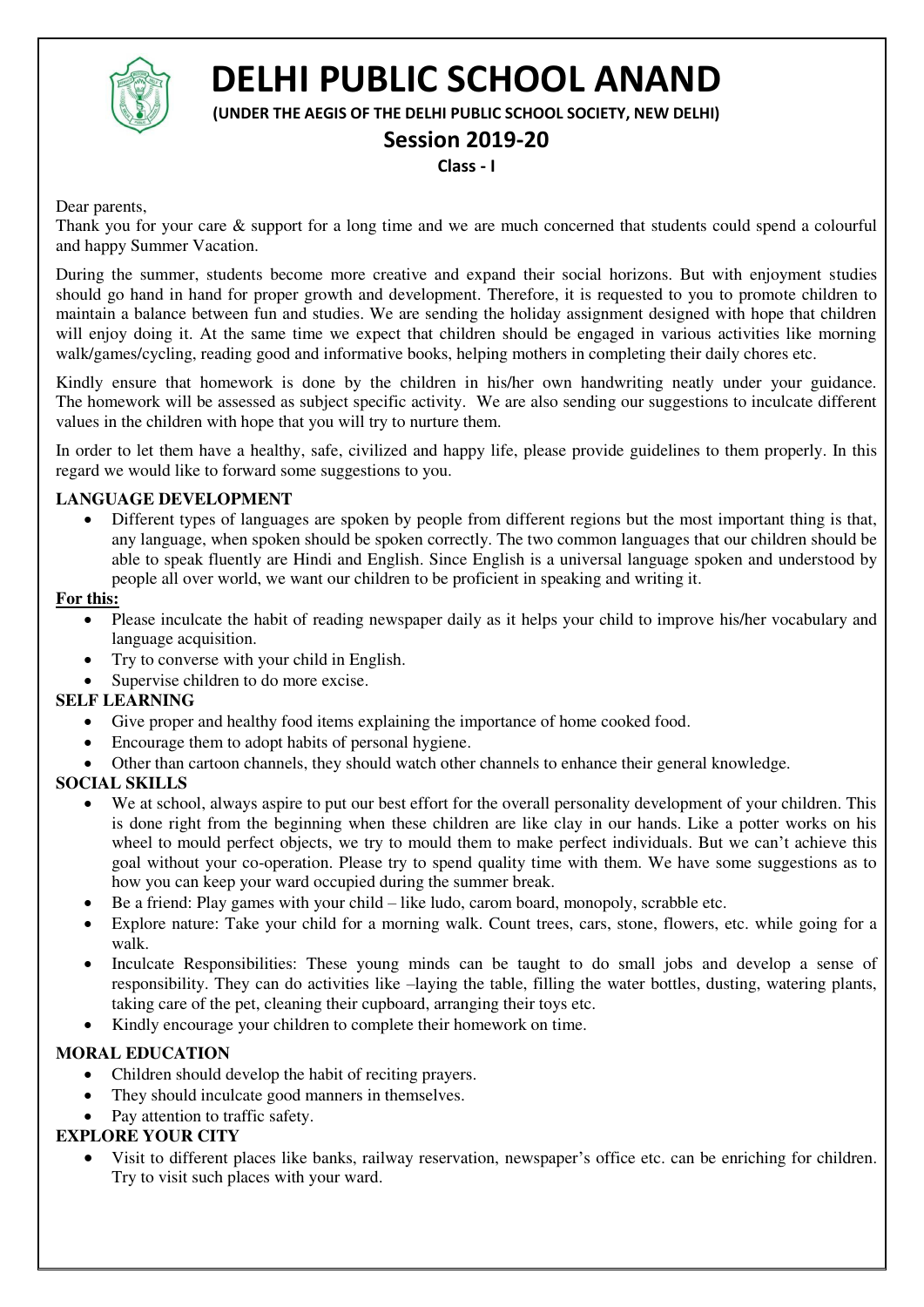# DELHI PUBLIC SCHOOL ANAND

**(UNDER THE AEGIS OF THE DELHI PUBLIC SCHOOL SOCIETY, NEW DELHI)**

## Session 2019-20

**Class - I**

Dear parents,

Thank you for your care & support for a long time and we are much concerned that students could spend a colourful and happy Summer Vacation.

During the summer, students become more creative and expand their social horizons. But with enjoyment studies should go hand in hand for proper growth and development. Therefore, it is requested to you to promote children to maintain a balance between fun and studies. We are sending the holiday assignment designed with hope that children will enjoy doing it. At the same time we expect that children should be engaged in various activities like morning walk/games/cycling, reading good and informative books, helping mothers in completing their daily chores etc.

Kindly ensure that homework is done by the children in his/her own handwriting neatly under your guidance. The homework will be assessed as subject specific activity. We are also sending our suggestions to inculcate different values in the children with hope that you will try to nurture them.

In order to let them have a healthy, safe, civilized and happy life, please provide guidelines to them properly. In this regard we would like to forward some suggestions to you.

**LANGUAGE DEVELOPMENT**

- Different types of languages are spoken by people from different regions but the most important thing is that, any language, when spoken should be spoken correctly. The two common languages that our children should be able to speak fluently are Hindi and English. Since English is a universal language spoken and understood by people all over world, we want our children to be proficient in speaking and writing it.

**<u>For this:</u>**

- Please inculcate the habit of reading newspaper daily as it helps your child to improve his/her vocabulary and language acquisition.
- Try to converse with your child in English.
- Supervise children to do more excise.

**SELF LEARNING**

- Give proper and healthy food items explaining the importance of home cooked food.
- Encourage them to adopt habits of personal hygiene.
- Other than cartoon channels, they should watch other channels to enhance their general knowledge.

**SOCIAL SKILLS**

- We at school, always aspire to put our best effort for the overall personality development of your children. This is done right from the beginning when these children are like clay in our hands. Like a potter works on his wheel to mould perfect objects, we try to mould them to make perfect individuals. But we can't achieve this goal without your co-operation. Please try to spend quality time with them. We have some suggestions as to how you can keep your ward occupied during the summer break.
- Be a friend: Play games with your child – like ludo, carom board, monopoly, scrabble etc.
- Explore nature: Take your child for a morning walk. Count trees, cars, stone, flowers, etc. while going for a walk.
- Inculcate Responsibilities: These young minds can be taught to do small jobs and develop a sense of responsibility. They can do activities like –laying the table, filling the water bottles, dusting, watering plants, taking care of the pet, cleaning their cupboard, arranging their toys etc.
- Kindly encourage your children to complete their homework on time.

**MORAL EDUCATION**

- Children should develop the habit of reciting prayers.
- They should inculcate good manners in themselves.
- Pay attention to traffic safety.

**EXPLORE YOUR CITY**

- Visit to different places like banks, railway reservation, newspaper's office etc. can be enriching for children. Try to visit such places with your ward.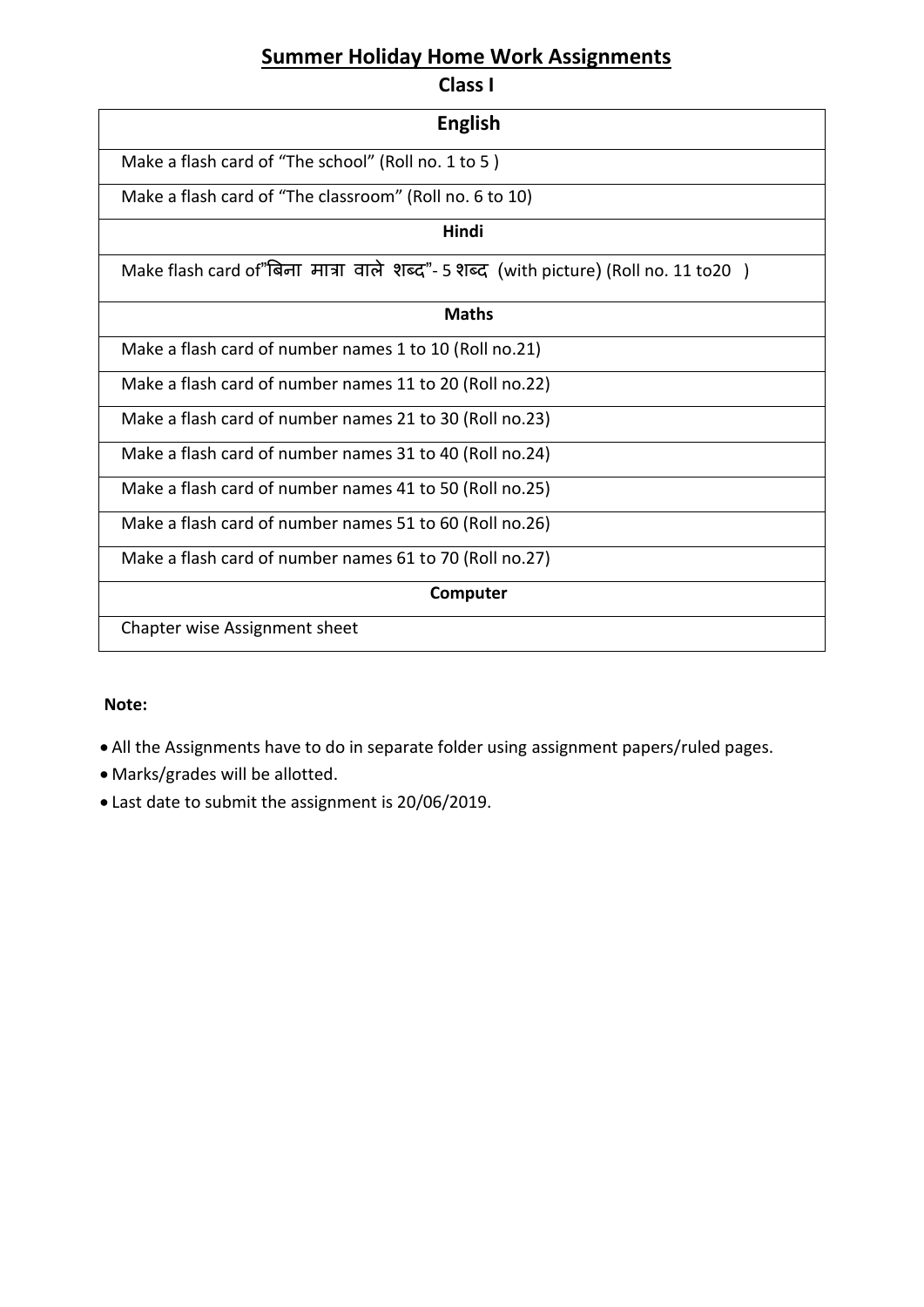# Summary Holiday Home Work Assignments

## Class I

| English |
| --- |
| Make a flash card of “The school” (Roll no. 1 to 5 ) |
| Make a flash card of “The classroom” (Roll no. 6 to 10) |
| **Hindi** |
| Make flash card of”बिना मात्रा वाले शब्द”- 5 शब्द (with picture) (Roll no. 11 to20 ) |
| **Maths** |
| Make a flash card of number names 1 to 10 (Roll no.21) |
| Make a flash card of number names 11 to 20 (Roll no.22) |
| Make a flash card of number names 21 to 30 (Roll no.23) |
| Make a flash card of number names 31 to 40 (Roll no.24) |
| Make a flash card of number names 41 to 50 (Roll no.25) |
| Make a flash card of number names 51 to 60 (Roll no.26) |
| Make a flash card of number names 61 to 70 (Roll no.27) |
| **Computer** |
| Chapter wise Assignment sheet |

**Note:**

- All the Assignments have to do in separate folder using assignment papers/ruled pages.
- Marks/grades will be allotted.
- Last date to submit the assignment is 20/06/2019.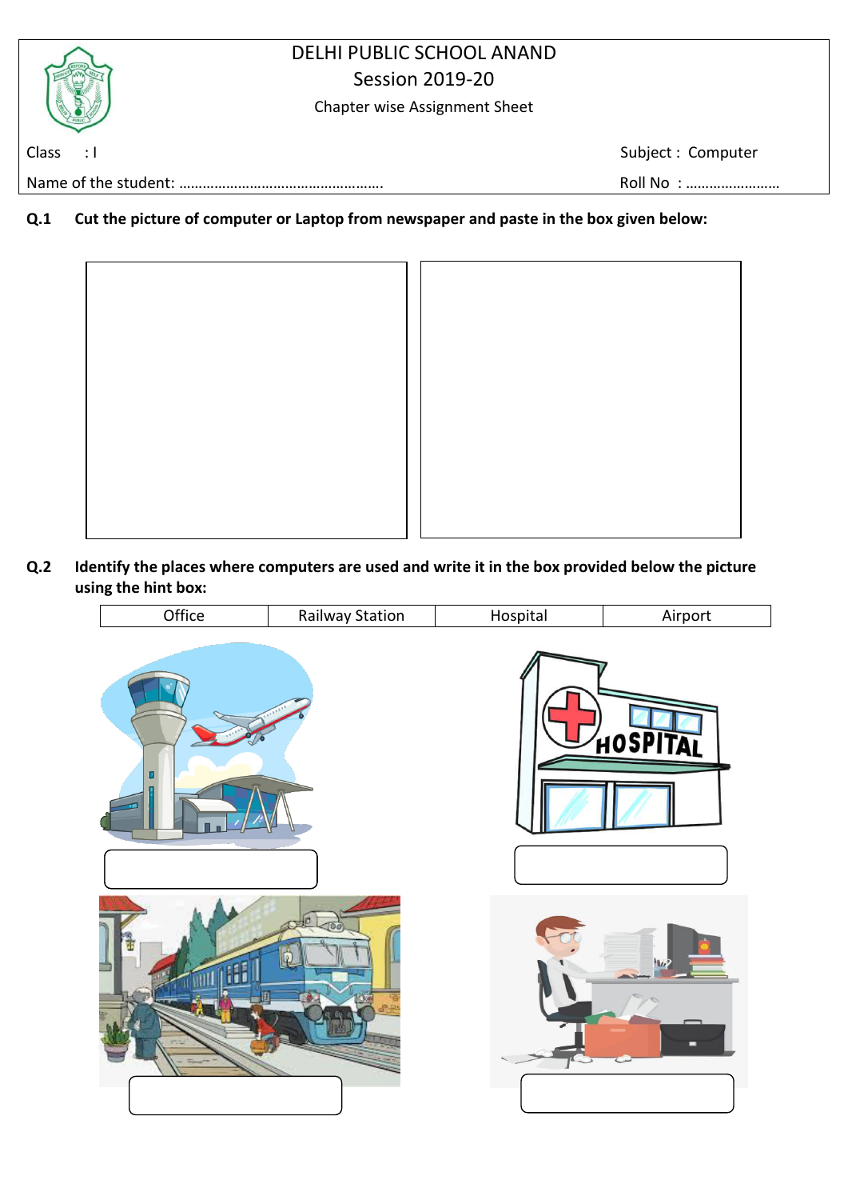# DELHI PUBLIC SCHOOL ANAND

## Session 2019-20

### Chapter wise Assignment Sheet

Class : I | Subject : Computer

Name of the student: …………………………………………… | Roll No : ……………………

**Q.1 Cut the picture of computer or Laptop from newspaper and paste in the box given below:**

**Q.2 Identify the places where computers are used and write it in the box provided below the picture using the hint box:**

| Office | Railway Station | Hospital | Airport |
|---|---|---|---|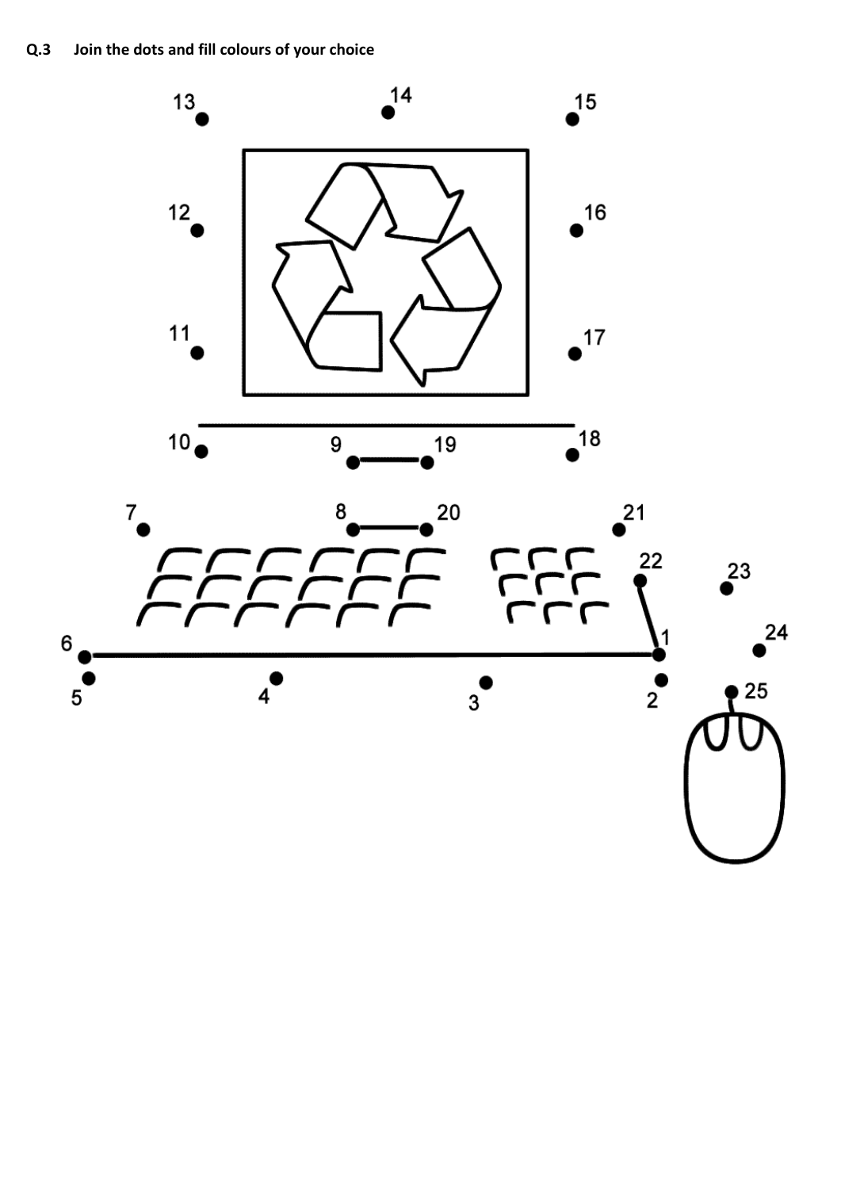**Q.3 Join the dots and fill colours of your choice**

13 14 15

12 16

11 17

10 9 19 18

7 8 20 21

22 23

6 1 24

5 4 3 2 25